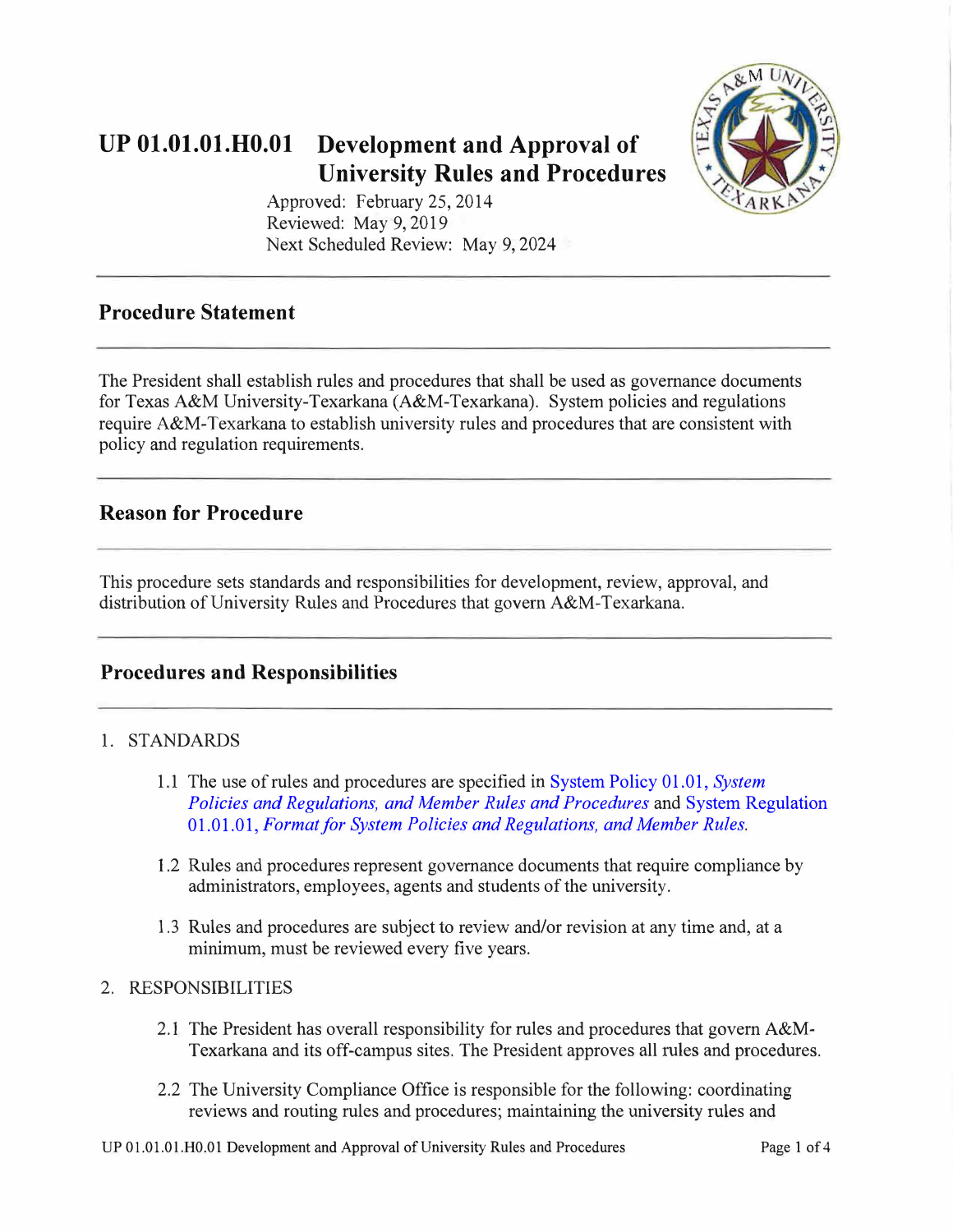# UP 01.01.01.H0.01 Development and Approval of University Rules and Procedures

Approved: February 25, 2014
Reviewed: May 9, 2019
Next Scheduled Review: May 9, 2024

## Procedure Statement

The President shall establish rules and procedures that shall be used as governance documents for Texas A&M University-Texarkana (A&M-Texarkana). System policies and regulations require A&M-Texarkana to establish university rules and procedures that are consistent with policy and regulation requirements.

## Reason for Procedure

This procedure sets standards and responsibilities for development, review, approval, and distribution of University Rules and Procedures that govern A&M-Texarkana.

## Procedures and Responsibilities

1. STANDARDS

    1.1 The use of rules and procedures are specified in System Policy 01.01, *System Policies and Regulations, and Member Rules and Procedures* and System Regulation 01.01.01, *Format for System Policies and Regulations, and Member Rules.*

    1.2 Rules and procedures represent governance documents that require compliance by administrators, employees, agents and students of the university.

    1.3 Rules and procedures are subject to review and/or revision at any time and, at a minimum, must be reviewed every five years.

2. RESPONSIBILITIES

    2.1 The President has overall responsibility for rules and procedures that govern A&M-Texarkana and its off-campus sites. The President approves all rules and procedures.

    2.2 The University Compliance Office is responsible for the following: coordinating reviews and routing rules and procedures; maintaining the university rules and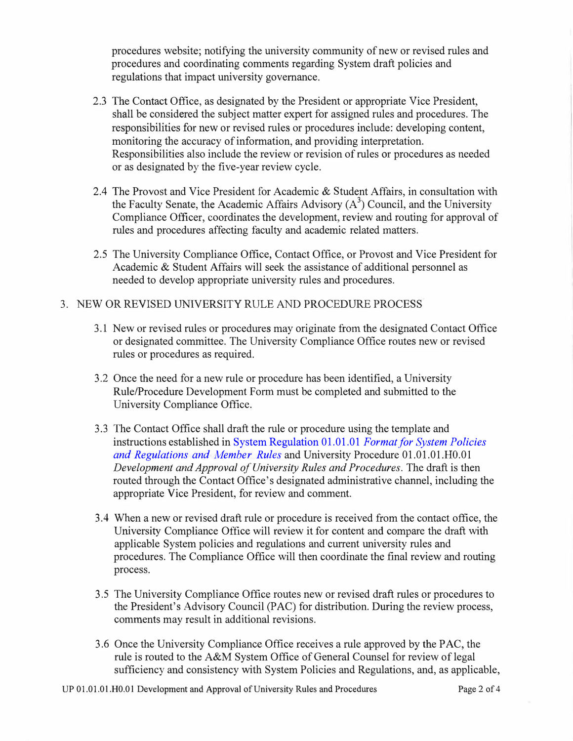procedures website; notifying the university community of new or revised rules and procedures and coordinating comments regarding System draft policies and regulations that impact university governance.

2.3 The Contact Office, as designated by the President or appropriate Vice President, shall be considered the subject matter expert for assigned rules and procedures. The responsibilities for new or revised rules or procedures include: developing content, monitoring the accuracy of information, and providing interpretation. Responsibilities also include the review or revision of rules or procedures as needed or as designated by the five-year review cycle.

2.4 The Provost and Vice President for Academic & Student Affairs, in consultation with the Faculty Senate, the Academic Affairs Advisory ($A^3$) Council, and the University Compliance Officer, coordinates the development, review and routing for approval of rules and procedures affecting faculty and academic related matters.

2.5 The University Compliance Office, Contact Office, or Provost and Vice President for Academic & Student Affairs will seek the assistance of additional personnel as needed to develop appropriate university rules and procedures.

3. NEW OR REVISED UNIVERSITY RULE AND PROCEDURE PROCESS

3.1 New or revised rules or procedures may originate from the designated Contact Office or designated committee. The University Compliance Office routes new or revised rules or procedures as required.

3.2 Once the need for a new rule or procedure has been identified, a University Rule/Procedure Development Form must be completed and submitted to the University Compliance Office.

3.3 The Contact Office shall draft the rule or procedure using the template and instructions established in System Regulation 01.01.01 *Format for System Policies and Regulations and Member Rules* and University Procedure 01.01.01.H0.01 *Development and Approval of University Rules and Procedures*. The draft is then routed through the Contact Office's designated administrative channel, including the appropriate Vice President, for review and comment.

3.4 When a new or revised draft rule or procedure is received from the contact office, the University Compliance Office will review it for content and compare the draft with applicable System policies and regulations and current university rules and procedures. The Compliance Office will then coordinate the final review and routing process.

3.5 The University Compliance Office routes new or revised draft rules or procedures to the President's Advisory Council (PAC) for distribution. During the review process, comments may result in additional revisions.

3.6 Once the University Compliance Office receives a rule approved by the PAC, the rule is routed to the A&M System Office of General Counsel for review of legal sufficiency and consistency with System Policies and Regulations, and, as applicable,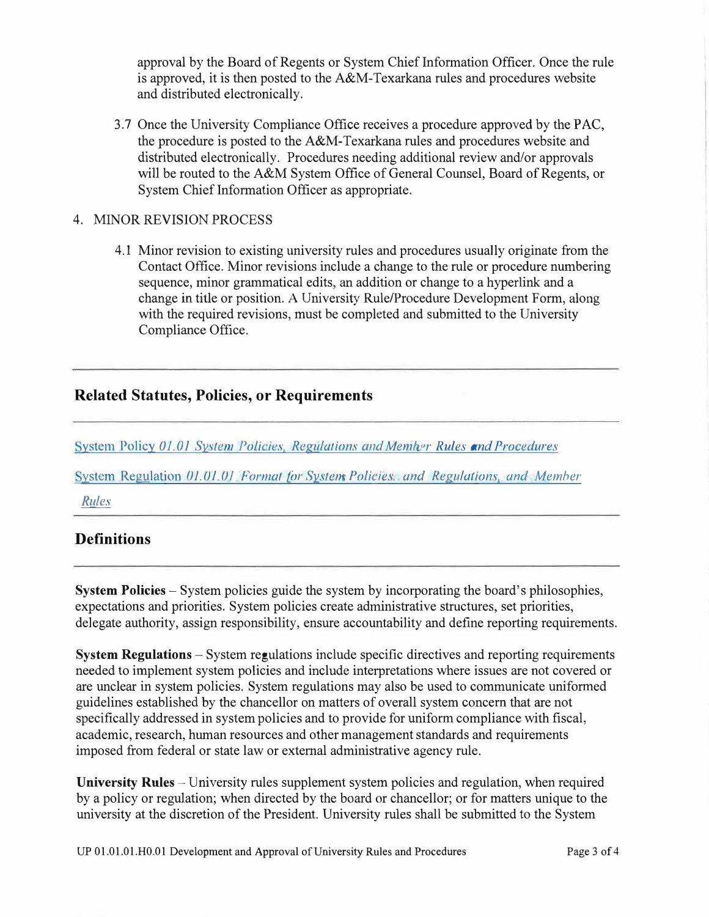approval by the Board of Regents or System Chief Information Officer. Once the rule is approved, it is then posted to the A&M-Texarkana rules and procedures website and distributed electronically.

3.7 Once the University Compliance Office receives a procedure approved by the PAC, the procedure is posted to the A&M-Texarkana rules and procedures website and distributed electronically. Procedures needing additional review and/or approvals will be routed to the A&M System Office of General Counsel, Board of Regents, or System Chief Information Officer as appropriate.

4. MINOR REVISION PROCESS

4.1 Minor revision to existing university rules and procedures usually originate from the Contact Office. Minor revisions include a change to the rule or procedure numbering sequence, minor grammatical edits, an addition or change to a hyperlink and a change in title or position. A University Rule/Procedure Development Form, along with the required revisions, must be completed and submitted to the University Compliance Office.

## Related Statutes, Policies, or Requirements

System Policy *01.01 System Policies, Regulations and Member Rules and Procedures*

System Regulation *01.01.01 Format for System Policies and Regulations, and Member Rules*

## Definitions

**System Policies** – System policies guide the system by incorporating the board's philosophies, expectations and priorities. System policies create administrative structures, set priorities, delegate authority, assign responsibility, ensure accountability and define reporting requirements.

**System Regulations** – System regulations include specific directives and reporting requirements needed to implement system policies and include interpretations where issues are not covered or are unclear in system policies. System regulations may also be used to communicate uniformed guidelines established by the chancellor on matters of overall system concern that are not specifically addressed in system policies and to provide for uniform compliance with fiscal, academic, research, human resources and other management standards and requirements imposed from federal or state law or external administrative agency rule.

**University Rules** – University rules supplement system policies and regulation, when required by a policy or regulation; when directed by the board or chancellor; or for matters unique to the university at the discretion of the President. University rules shall be submitted to the System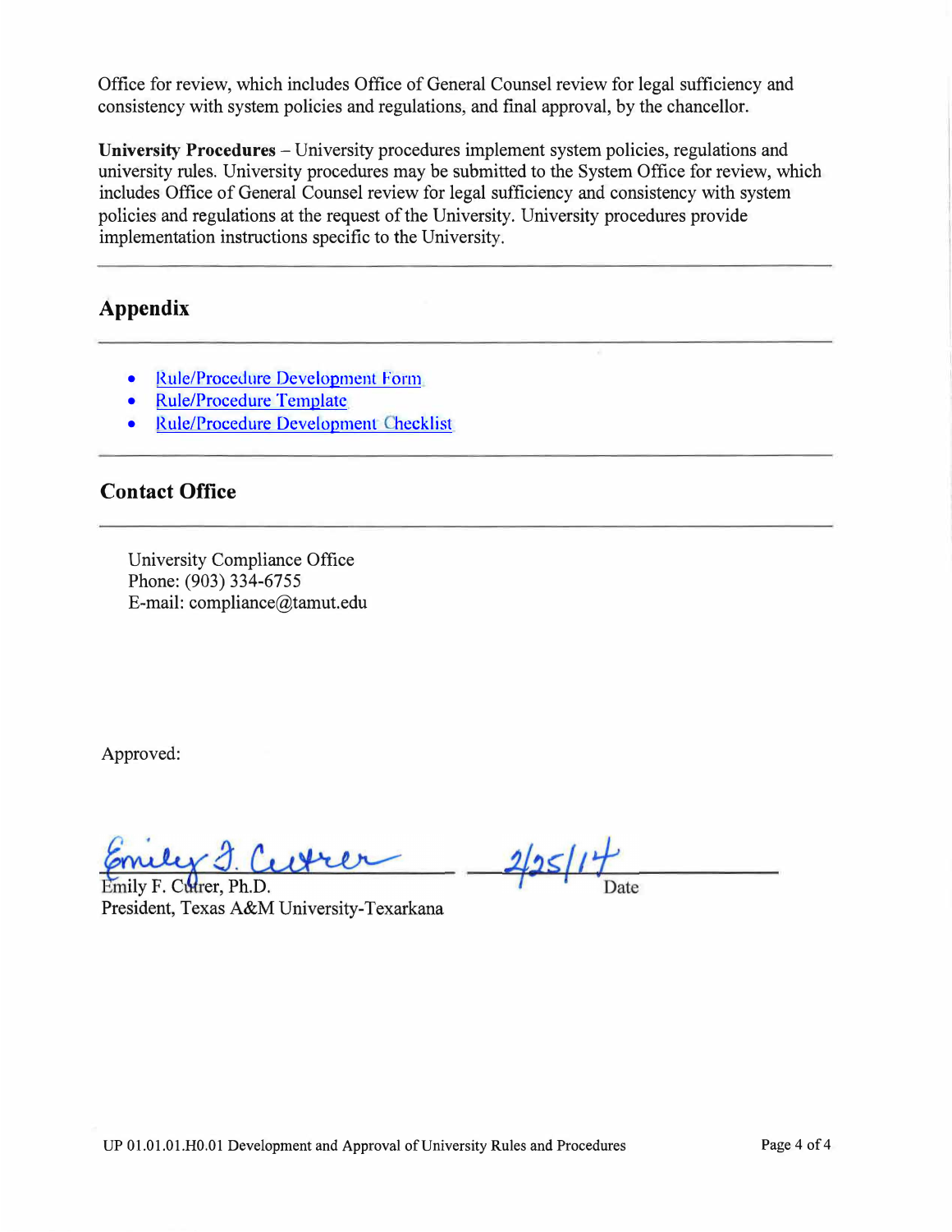Office for review, which includes Office of General Counsel review for legal sufficiency and consistency with system policies and regulations, and final approval, by the chancellor.

**University Procedures** – University procedures implement system policies, regulations and university rules. University procedures may be submitted to the System Office for review, which includes Office of General Counsel review for legal sufficiency and consistency with system policies and regulations at the request of the University. University procedures provide implementation instructions specific to the University.

## Appendix

- Rule/Procedure Development Form
- Rule/Procedure Template
- Rule/Procedure Development Checklist

## Contact Office

University Compliance Office
Phone: (903) 334-6755
E-mail: compliance@tamut.edu

Approved:

Emily F. Cutrer, Ph.D. — 2/25/14
President, Texas A&M University-Texarkana — Date